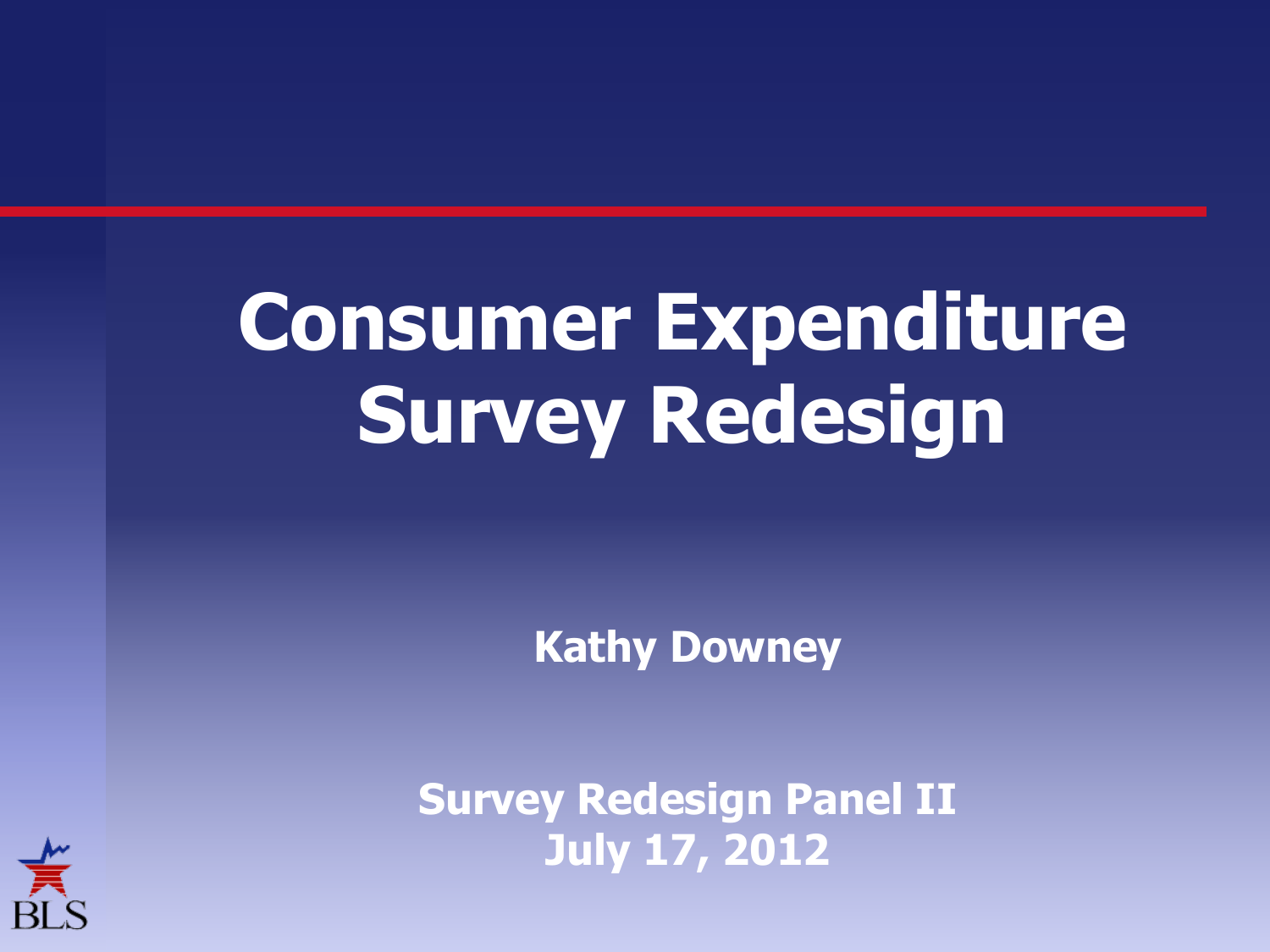# Consumer Expenditure Survey Redesign

**Kathy Downey**

**Survey Redesign Panel II**
**July 17, 2012**

BLS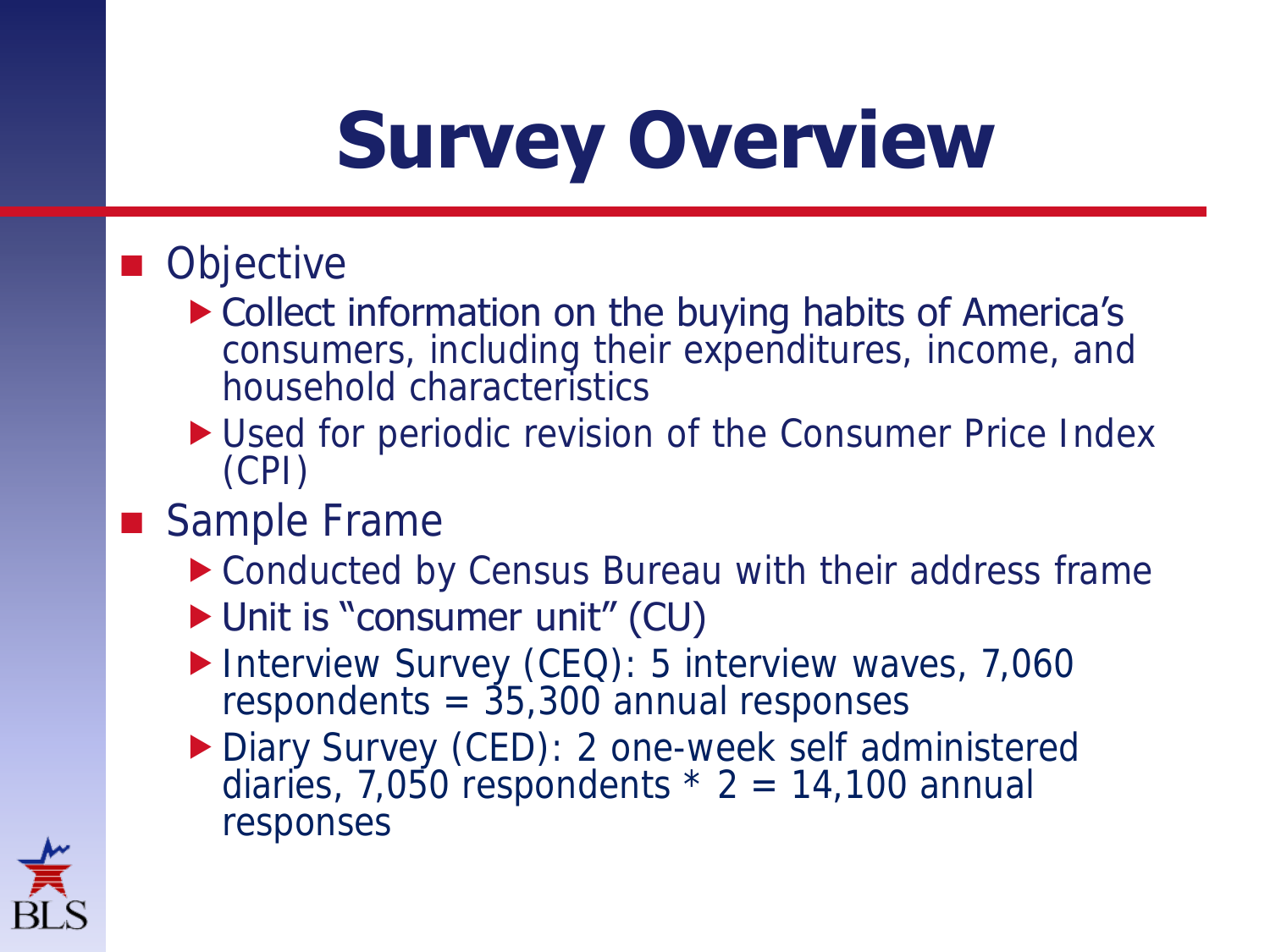# Survey Overview

- Objective
  - Collect information on the buying habits of America's consumers, including their expenditures, income, and household characteristics
  - Used for periodic revision of the Consumer Price Index (CPI)
- Sample Frame
  - Conducted by Census Bureau with their address frame
  - Unit is "consumer unit" (CU)
  - Interview Survey (CEQ): 5 interview waves, 7,060 respondents = 35,300 annual responses
  - Diary Survey (CED): 2 one-week self administered diaries, 7,050 respondents * 2 = 14,100 annual responses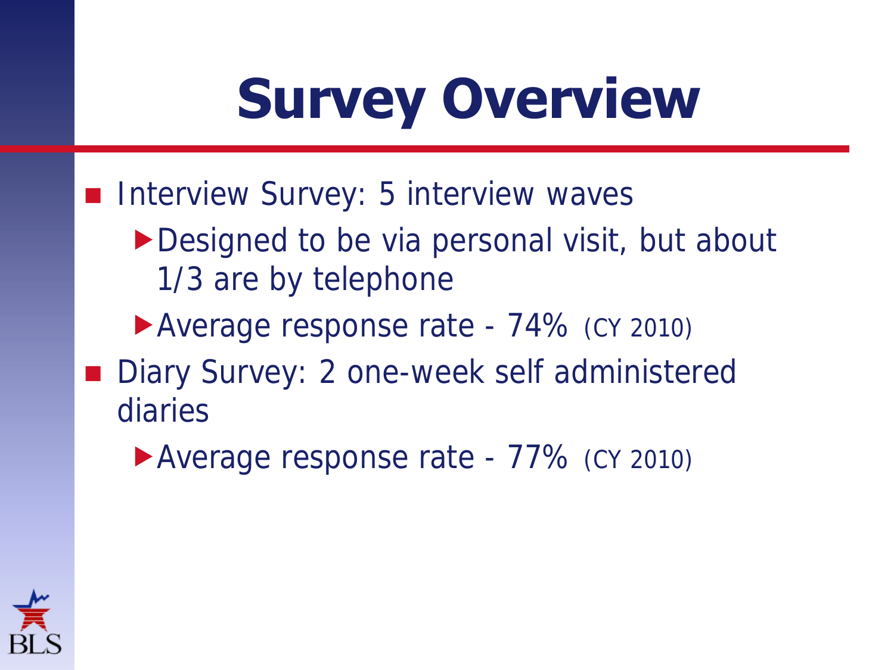# Survey Overview

- Interview Survey: 5 interview waves
  - Designed to be via personal visit, but about 1/3 are by telephone
  - Average response rate - 74% (CY 2010)
- Diary Survey: 2 one-week self administered diaries
  - Average response rate - 77% (CY 2010)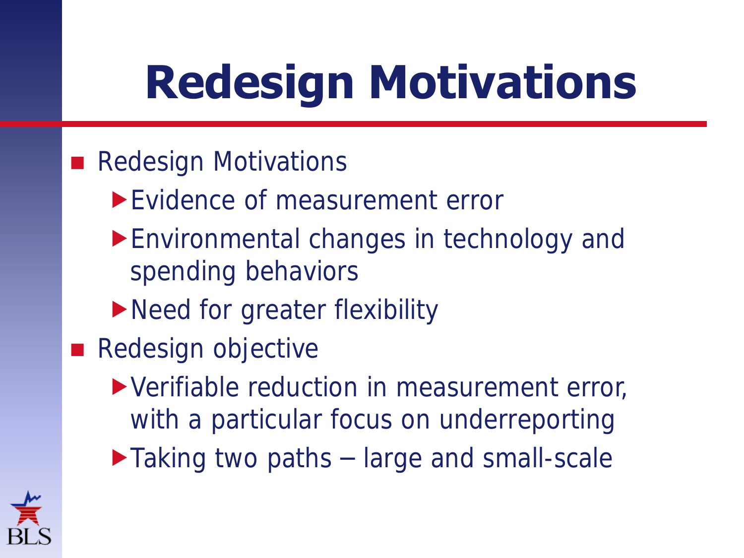# Redesign Motivations

- Redesign Motivations
  - Evidence of measurement error
  - Environmental changes in technology and spending behaviors
  - Need for greater flexibility
- Redesign objective
  - Verifiable reduction in measurement error, with a particular focus on underreporting
  - Taking two paths – large and small-scale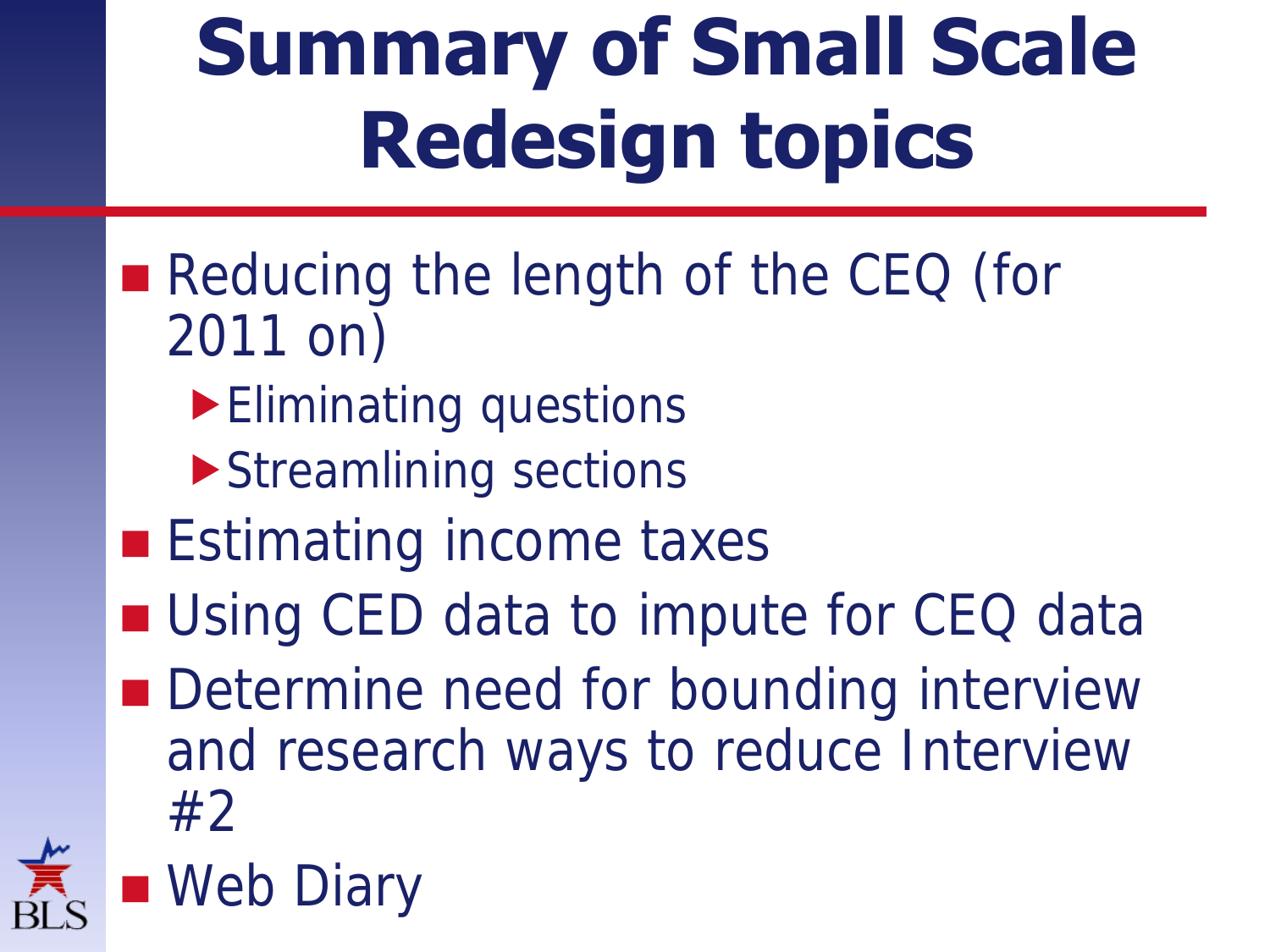# Summary of Small Scale Redesign topics

- Reducing the length of the CEQ (for 2011 on)
  - Eliminating questions
  - Streamlining sections
- Estimating income taxes
- Using CED data to impute for CEQ data
- Determine need for bounding interview and research ways to reduce Interview #2
- Web Diary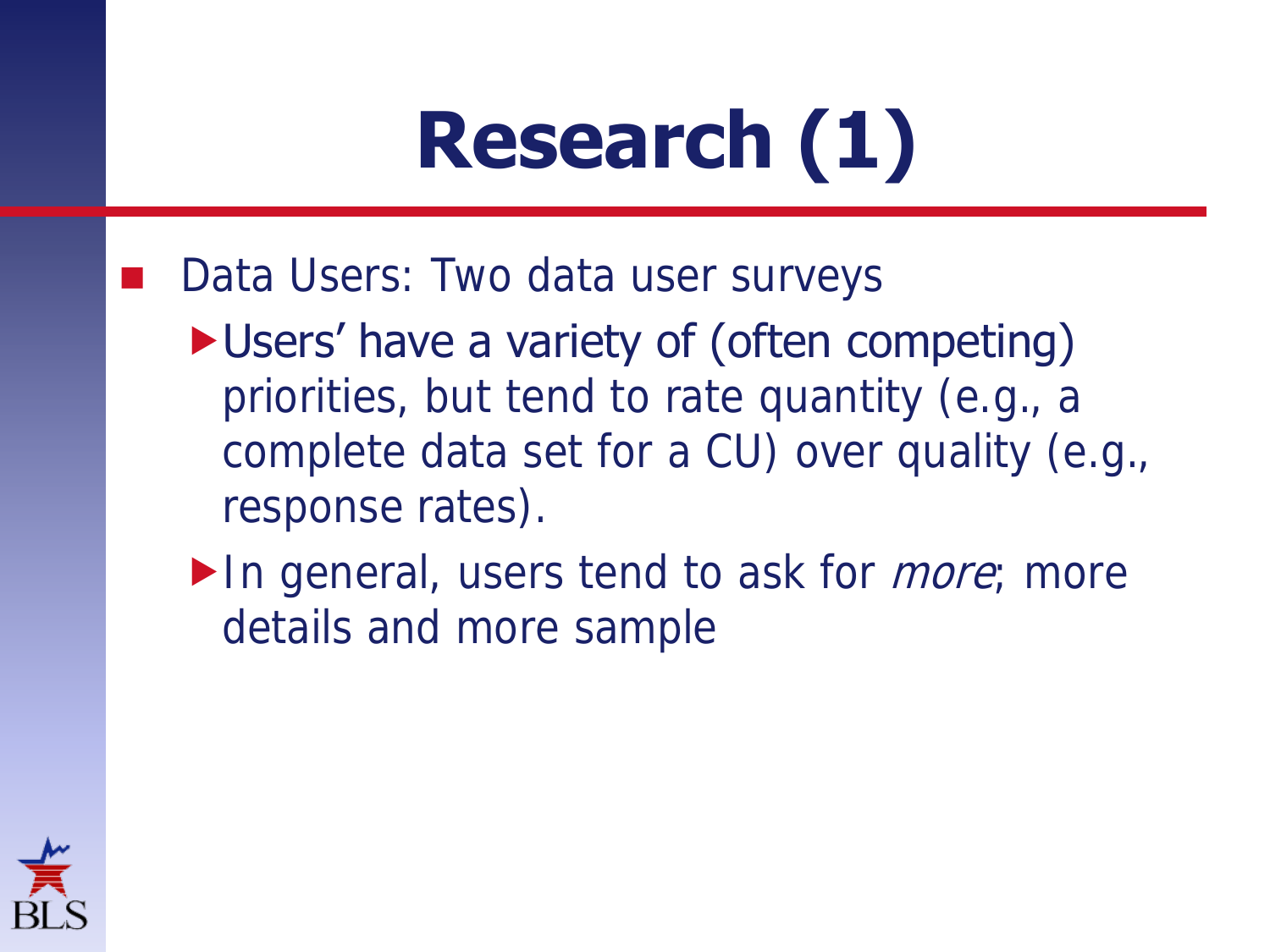# Research (1)

- Data Users: Two data user surveys
  - Users' have a variety of (often competing) priorities, but tend to rate quantity (e.g., a complete data set for a CU) over quality (e.g., response rates).
  - In general, users tend to ask for *more*; more details and more sample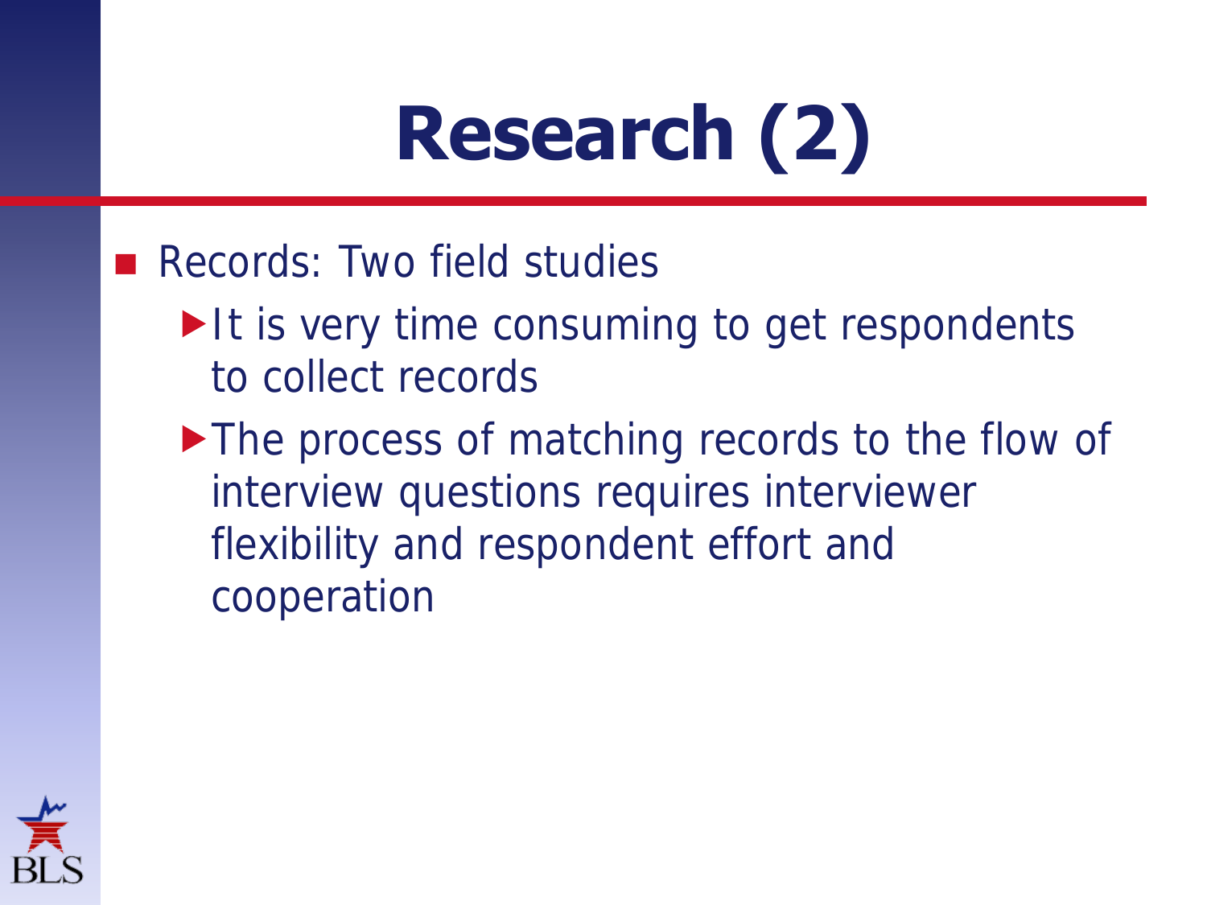# Research (2)

- Records: Two field studies
  - It is very time consuming to get respondents to collect records
  - The process of matching records to the flow of interview questions requires interviewer flexibility and respondent effort and cooperation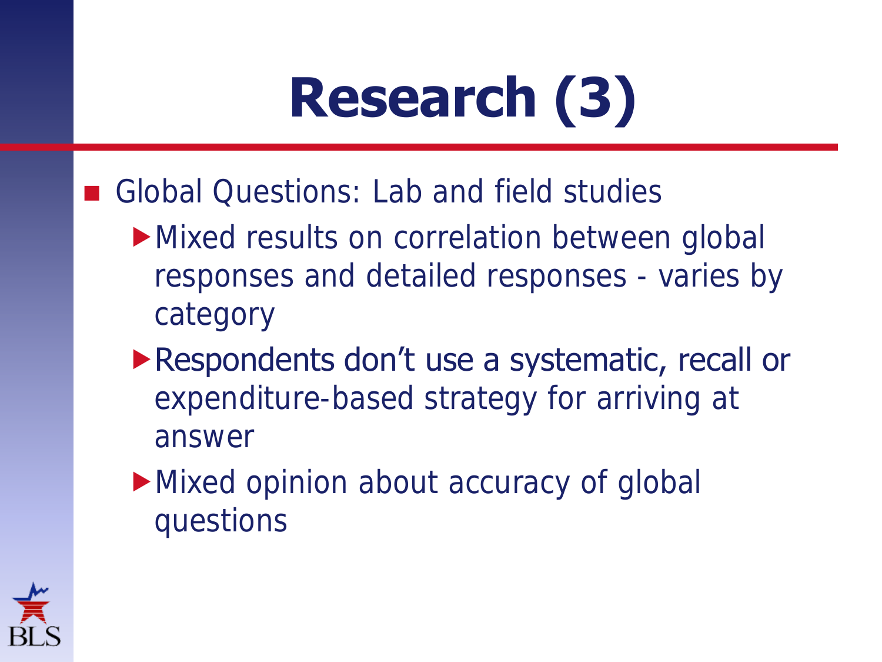# Research (3)

- Global Questions: Lab and field studies
  - Mixed results on correlation between global responses and detailed responses - varies by category
  - Respondents don't use a systematic, recall or expenditure-based strategy for arriving at answer
  - Mixed opinion about accuracy of global questions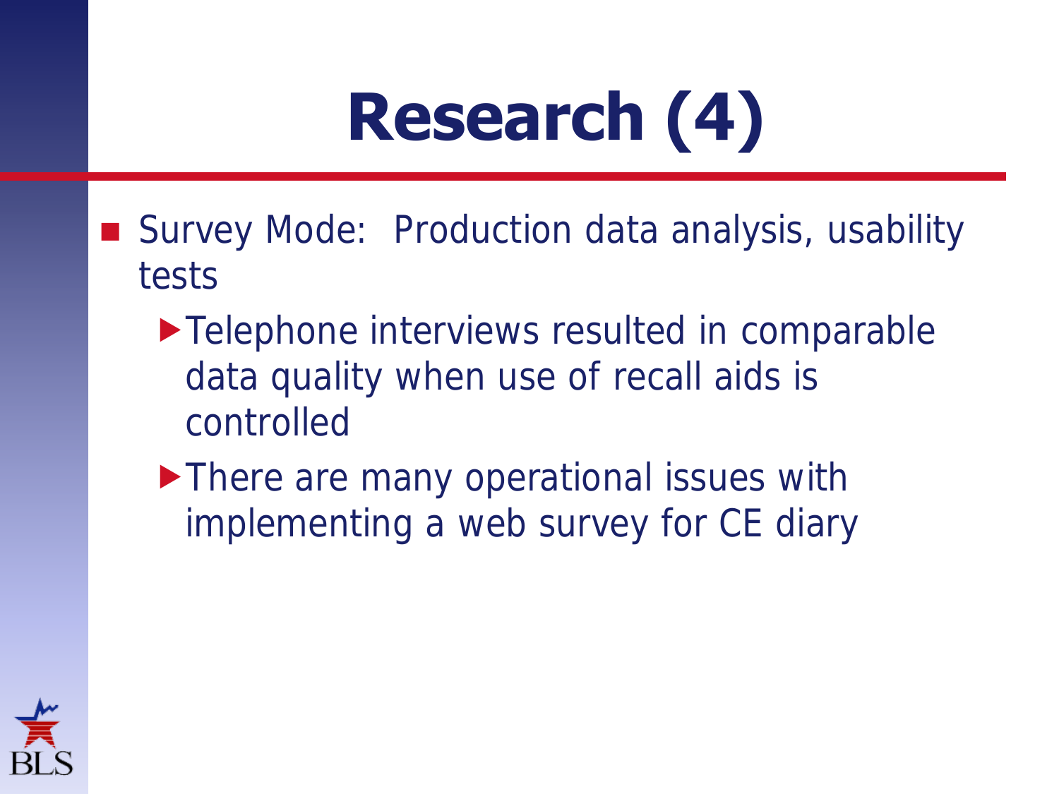# Research (4)

- Survey Mode: Production data analysis, usability tests
  - Telephone interviews resulted in comparable data quality when use of recall aids is controlled
  - There are many operational issues with implementing a web survey for CE diary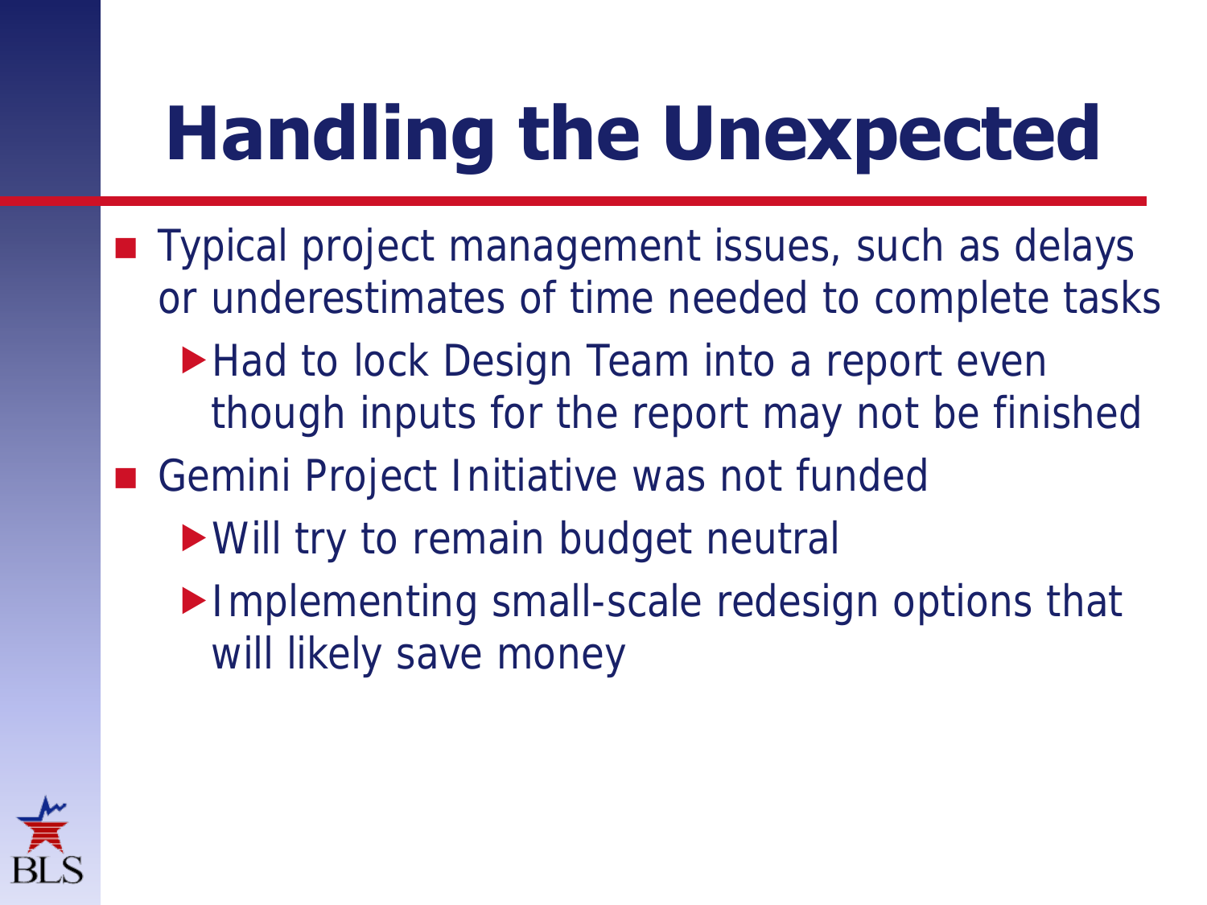# Handling the Unexpected

- Typical project management issues, such as delays or underestimates of time needed to complete tasks
  - Had to lock Design Team into a report even though inputs for the report may not be finished
- Gemini Project Initiative was not funded
  - Will try to remain budget neutral
  - Implementing small-scale redesign options that will likely save money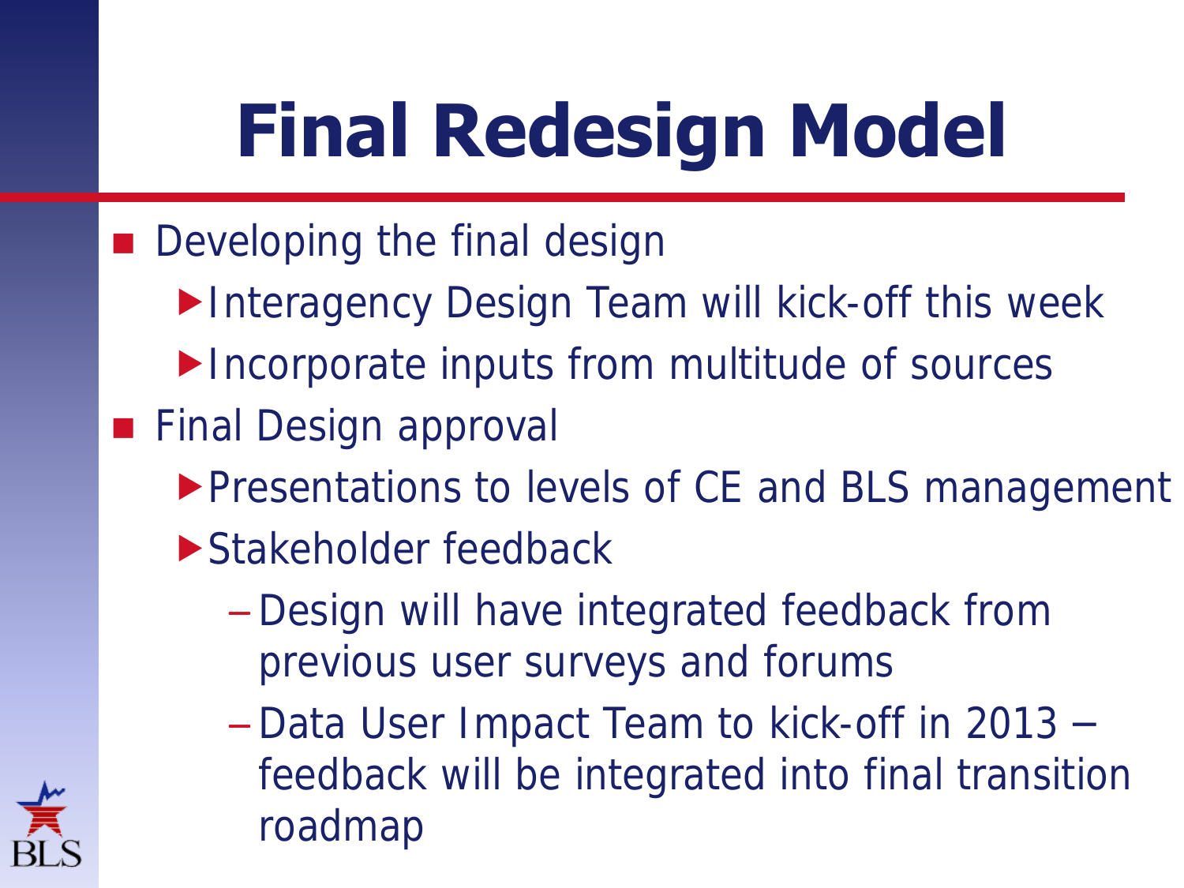# Final Redesign Model

- Developing the final design
  - Interagency Design Team will kick-off this week
  - Incorporate inputs from multitude of sources
- Final Design approval
  - Presentations to levels of CE and BLS management
  - Stakeholder feedback
    - Design will have integrated feedback from previous user surveys and forums
    - Data User Impact Team to kick-off in 2013 – feedback will be integrated into final transition roadmap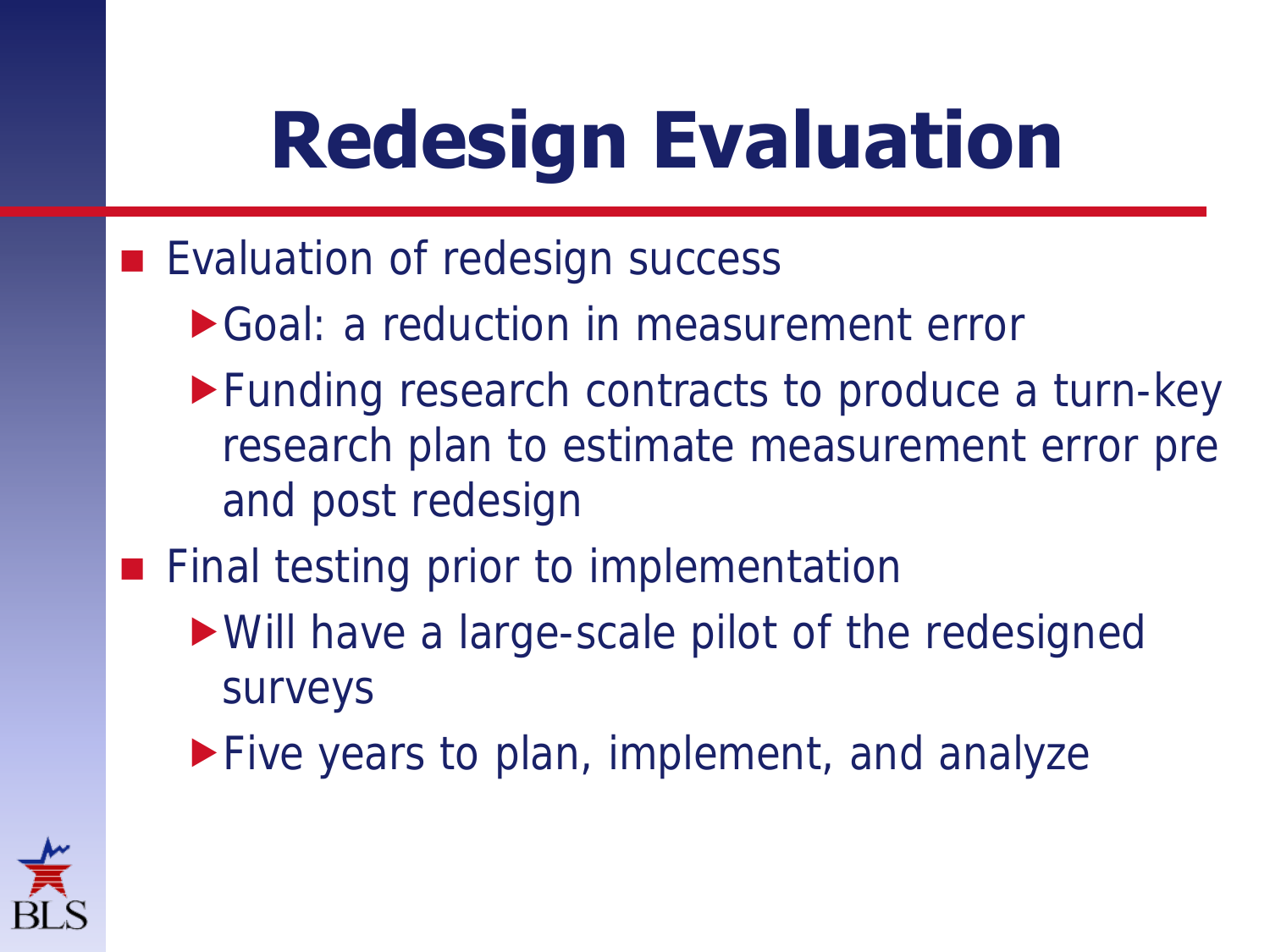# Redesign Evaluation

- Evaluation of redesign success
  - Goal: a reduction in measurement error
  - Funding research contracts to produce a turn-key research plan to estimate measurement error pre and post redesign
- Final testing prior to implementation
  - Will have a large-scale pilot of the redesigned surveys
  - Five years to plan, implement, and analyze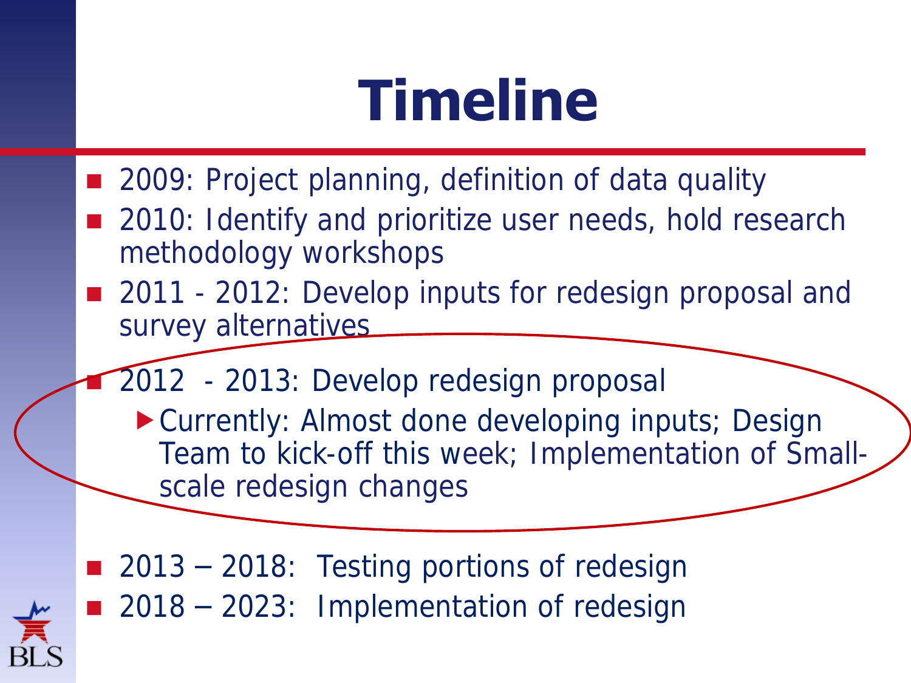# Timeline

- 2009: Project planning, definition of data quality
- 2010: Identify and prioritize user needs, hold research methodology workshops
- 2011 - 2012: Develop inputs for redesign proposal and survey alternatives
- 2012 - 2013: Develop redesign proposal
  - Currently: Almost done developing inputs; Design Team to kick-off this week; Implementation of Small-scale redesign changes
- 2013 – 2018: Testing portions of redesign
- 2018 – 2023: Implementation of redesign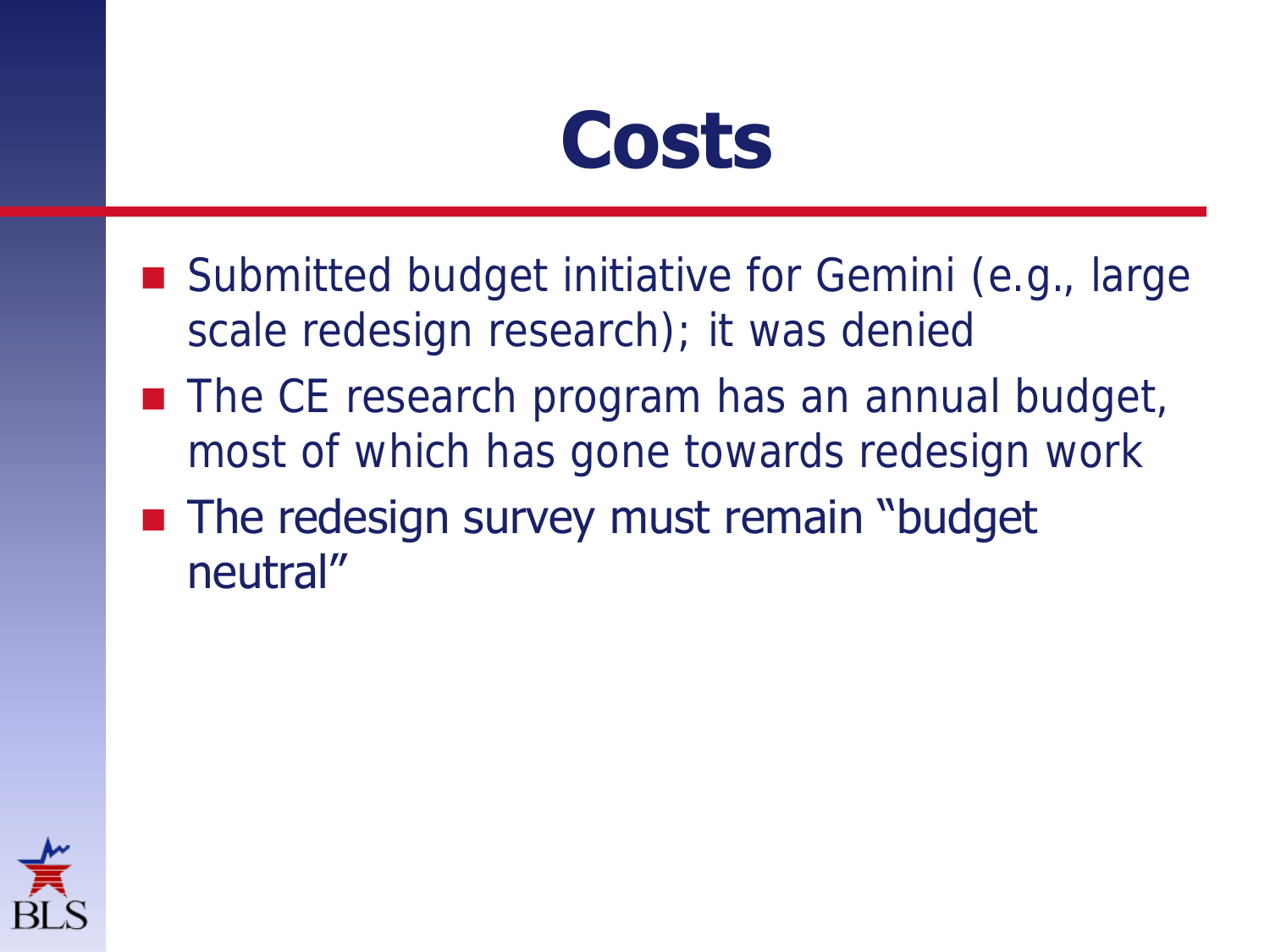# Costs

- Submitted budget initiative for Gemini (e.g., large scale redesign research); it was denied
- The CE research program has an annual budget, most of which has gone towards redesign work
- The redesign survey must remain “budget neutral”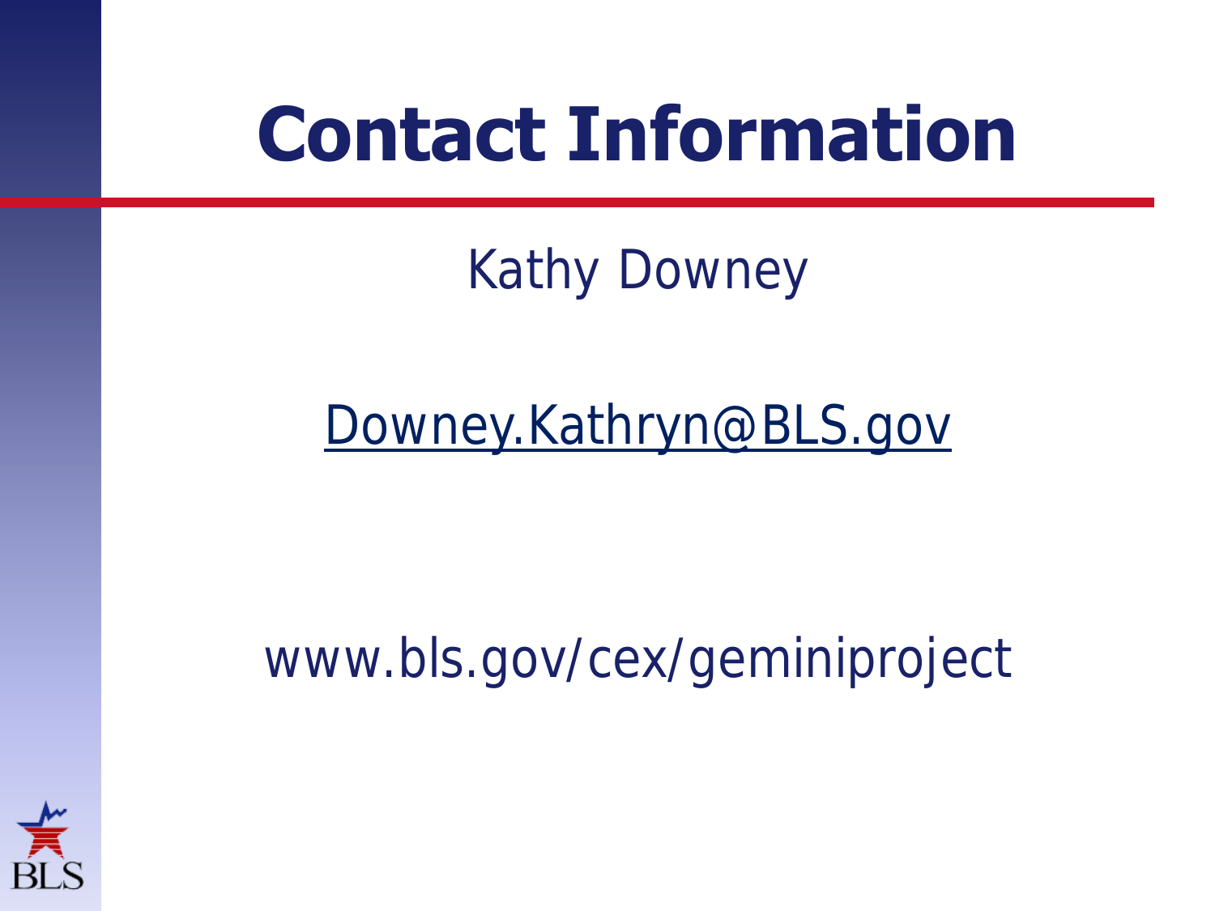# Contact Information

Kathy Downey

Downey.Kathryn@BLS.gov

www.bls.gov/cex/geminiproject